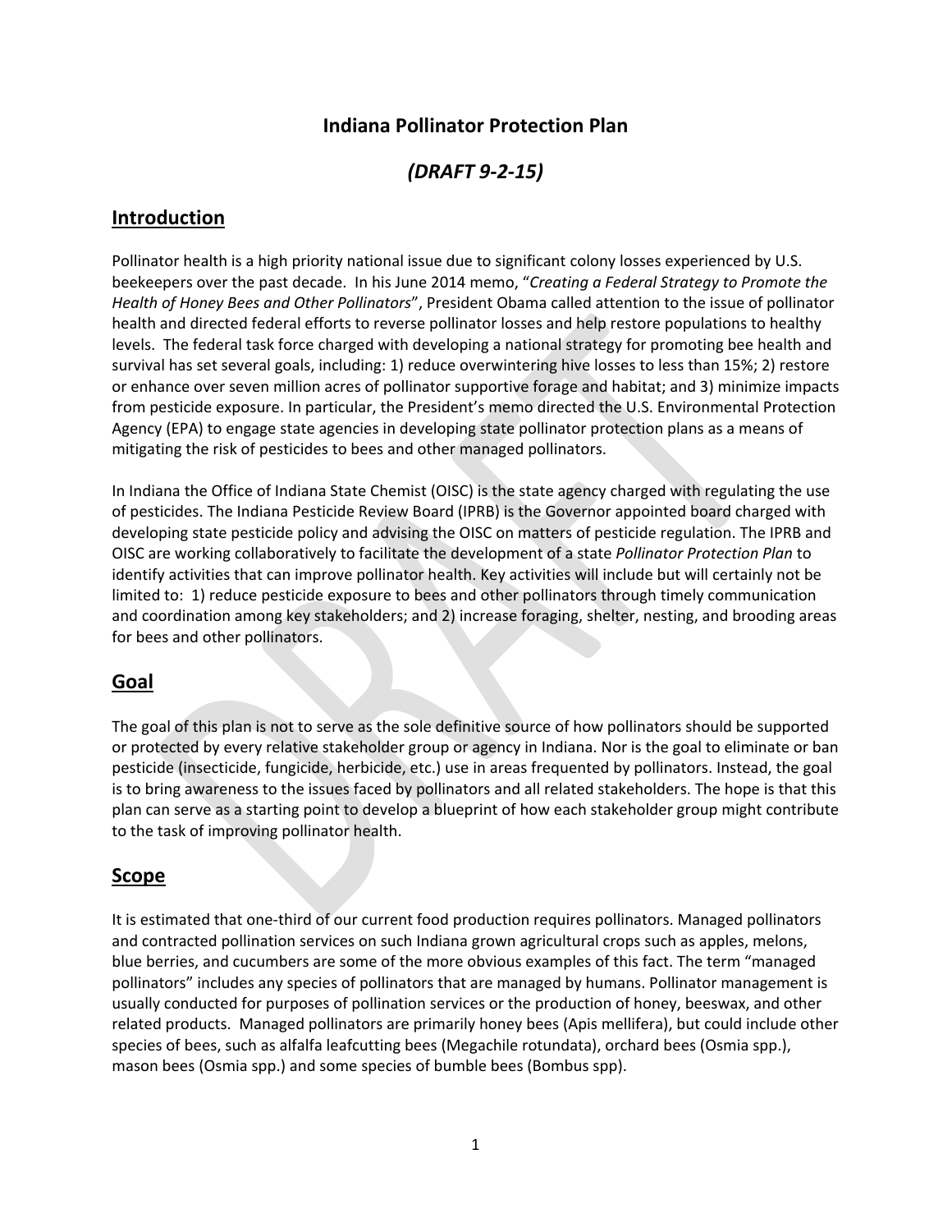# Indiana Pollinator Protection Plan

## *(DRAFT 9-2-15)*

## Introduction

Pollinator health is a high priority national issue due to significant colony losses experienced by U.S. beekeepers over the past decade. In his June 2014 memo, "*Creating a Federal Strategy to Promote the Health of Honey Bees and Other Pollinators*", President Obama called attention to the issue of pollinator health and directed federal efforts to reverse pollinator losses and help restore populations to healthy levels. The federal task force charged with developing a national strategy for promoting bee health and survival has set several goals, including: 1) reduce overwintering hive losses to less than 15%; 2) restore or enhance over seven million acres of pollinator supportive forage and habitat; and 3) minimize impacts from pesticide exposure. In particular, the President's memo directed the U.S. Environmental Protection Agency (EPA) to engage state agencies in developing state pollinator protection plans as a means of mitigating the risk of pesticides to bees and other managed pollinators.

In Indiana the Office of Indiana State Chemist (OISC) is the state agency charged with regulating the use of pesticides. The Indiana Pesticide Review Board (IPRB) is the Governor appointed board charged with developing state pesticide policy and advising the OISC on matters of pesticide regulation. The IPRB and OISC are working collaboratively to facilitate the development of a state *Pollinator Protection Plan* to identify activities that can improve pollinator health. Key activities will include but will certainly not be limited to: 1) reduce pesticide exposure to bees and other pollinators through timely communication and coordination among key stakeholders; and 2) increase foraging, shelter, nesting, and brooding areas for bees and other pollinators.

## Goal

The goal of this plan is not to serve as the sole definitive source of how pollinators should be supported or protected by every relative stakeholder group or agency in Indiana. Nor is the goal to eliminate or ban pesticide (insecticide, fungicide, herbicide, etc.) use in areas frequented by pollinators. Instead, the goal is to bring awareness to the issues faced by pollinators and all related stakeholders. The hope is that this plan can serve as a starting point to develop a blueprint of how each stakeholder group might contribute to the task of improving pollinator health.

## Scope

It is estimated that one-third of our current food production requires pollinators. Managed pollinators and contracted pollination services on such Indiana grown agricultural crops such as apples, melons, blue berries, and cucumbers are some of the more obvious examples of this fact. The term "managed pollinators" includes any species of pollinators that are managed by humans. Pollinator management is usually conducted for purposes of pollination services or the production of honey, beeswax, and other related products. Managed pollinators are primarily honey bees (Apis mellifera), but could include other species of bees, such as alfalfa leafcutting bees (Megachile rotundata), orchard bees (Osmia spp.), mason bees (Osmia spp.) and some species of bumble bees (Bombus spp).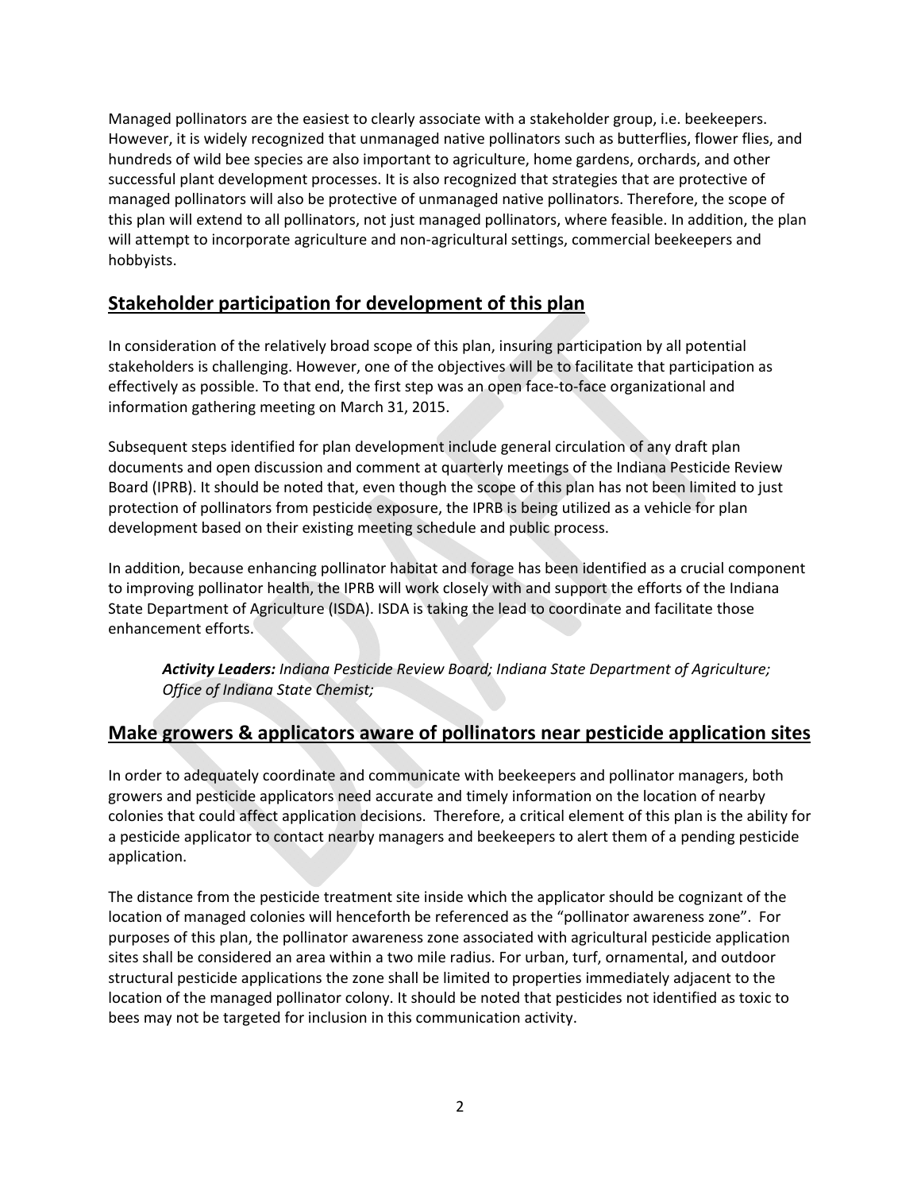Managed pollinators are the easiest to clearly associate with a stakeholder group, i.e. beekeepers. However, it is widely recognized that unmanaged native pollinators such as butterflies, flower flies, and hundreds of wild bee species are also important to agriculture, home gardens, orchards, and other successful plant development processes. It is also recognized that strategies that are protective of managed pollinators will also be protective of unmanaged native pollinators. Therefore, the scope of this plan will extend to all pollinators, not just managed pollinators, where feasible. In addition, the plan will attempt to incorporate agriculture and non-agricultural settings, commercial beekeepers and hobbyists.

## Stakeholder participation for development of this plan

In consideration of the relatively broad scope of this plan, insuring participation by all potential stakeholders is challenging. However, one of the objectives will be to facilitate that participation as effectively as possible. To that end, the first step was an open face-to-face organizational and information gathering meeting on March 31, 2015.

Subsequent steps identified for plan development include general circulation of any draft plan documents and open discussion and comment at quarterly meetings of the Indiana Pesticide Review Board (IPRB). It should be noted that, even though the scope of this plan has not been limited to just protection of pollinators from pesticide exposure, the IPRB is being utilized as a vehicle for plan development based on their existing meeting schedule and public process.

In addition, because enhancing pollinator habitat and forage has been identified as a crucial component to improving pollinator health, the IPRB will work closely with and support the efforts of the Indiana State Department of Agriculture (ISDA). ISDA is taking the lead to coordinate and facilitate those enhancement efforts.

> ***Activity Leaders:*** *Indiana Pesticide Review Board; Indiana State Department of Agriculture; Office of Indiana State Chemist;*

## Make growers & applicators aware of pollinators near pesticide application sites

In order to adequately coordinate and communicate with beekeepers and pollinator managers, both growers and pesticide applicators need accurate and timely information on the location of nearby colonies that could affect application decisions. Therefore, a critical element of this plan is the ability for a pesticide applicator to contact nearby managers and beekeepers to alert them of a pending pesticide application.

The distance from the pesticide treatment site inside which the applicator should be cognizant of the location of managed colonies will henceforth be referenced as the "pollinator awareness zone". For purposes of this plan, the pollinator awareness zone associated with agricultural pesticide application sites shall be considered an area within a two mile radius. For urban, turf, ornamental, and outdoor structural pesticide applications the zone shall be limited to properties immediately adjacent to the location of the managed pollinator colony. It should be noted that pesticides not identified as toxic to bees may not be targeted for inclusion in this communication activity.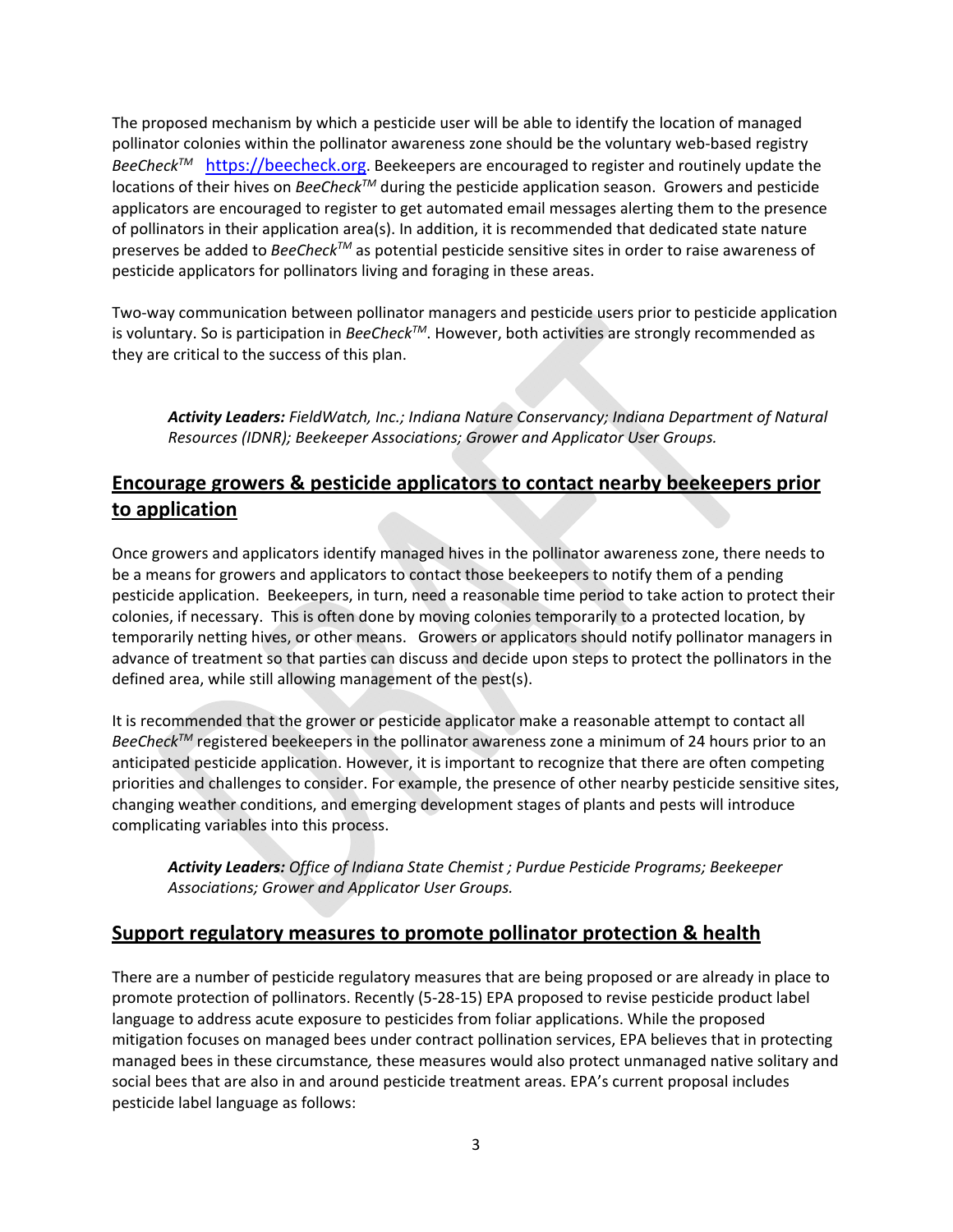The proposed mechanism by which a pesticide user will be able to identify the location of managed pollinator colonies within the pollinator awareness zone should be the voluntary web-based registry *BeeCheck*[TM] https://beecheck.org. Beekeepers are encouraged to register and routinely update the locations of their hives on *BeeCheck*[TM] during the pesticide application season. Growers and pesticide applicators are encouraged to register to get automated email messages alerting them to the presence of pollinators in their application area(s). In addition, it is recommended that dedicated state nature preserves be added to *BeeCheck*[TM] as potential pesticide sensitive sites in order to raise awareness of pesticide applicators for pollinators living and foraging in these areas.

Two-way communication between pollinator managers and pesticide users prior to pesticide application is voluntary. So is participation in *BeeCheck*[TM]. However, both activities are strongly recommended as they are critical to the success of this plan.

> ***Activity Leaders:*** *FieldWatch, Inc.; Indiana Nature Conservancy; Indiana Department of Natural Resources (IDNR); Beekeeper Associations; Grower and Applicator User Groups.*

## Encourage growers & pesticide applicators to contact nearby beekeepers prior to application

Once growers and applicators identify managed hives in the pollinator awareness zone, there needs to be a means for growers and applicators to contact those beekeepers to notify them of a pending pesticide application. Beekeepers, in turn, need a reasonable time period to take action to protect their colonies, if necessary. This is often done by moving colonies temporarily to a protected location, by temporarily netting hives, or other means. Growers or applicators should notify pollinator managers in advance of treatment so that parties can discuss and decide upon steps to protect the pollinators in the defined area, while still allowing management of the pest(s).

It is recommended that the grower or pesticide applicator make a reasonable attempt to contact all *BeeCheck*[TM] registered beekeepers in the pollinator awareness zone a minimum of 24 hours prior to an anticipated pesticide application. However, it is important to recognize that there are often competing priorities and challenges to consider. For example, the presence of other nearby pesticide sensitive sites, changing weather conditions, and emerging development stages of plants and pests will introduce complicating variables into this process.

> ***Activity Leaders:*** *Office of Indiana State Chemist ; Purdue Pesticide Programs; Beekeeper Associations; Grower and Applicator User Groups.*

## Support regulatory measures to promote pollinator protection & health

There are a number of pesticide regulatory measures that are being proposed or are already in place to promote protection of pollinators. Recently (5-28-15) EPA proposed to revise pesticide product label language to address acute exposure to pesticides from foliar applications. While the proposed mitigation focuses on managed bees under contract pollination services, EPA believes that in protecting managed bees in these circumstance*,* these measures would also protect unmanaged native solitary and social bees that are also in and around pesticide treatment areas. EPA's current proposal includes pesticide label language as follows: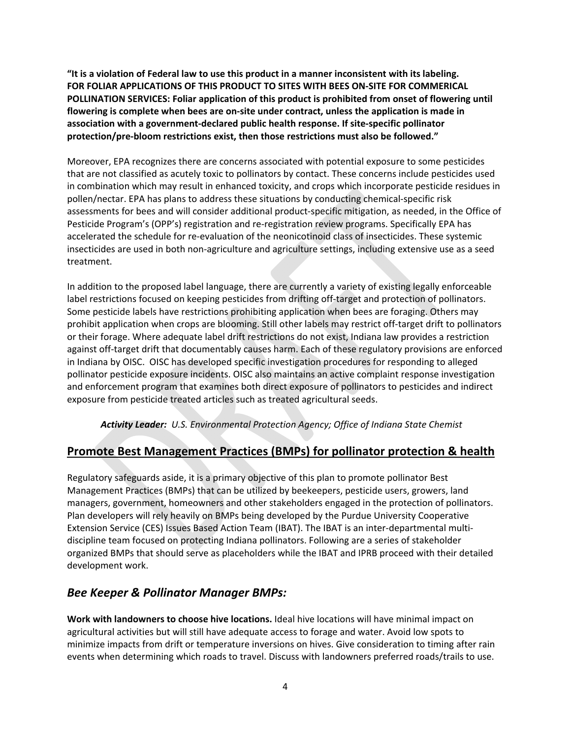**"It is a violation of Federal law to use this product in a manner inconsistent with its labeling. FOR FOLIAR APPLICATIONS OF THIS PRODUCT TO SITES WITH BEES ON-SITE FOR COMMERICAL POLLINATION SERVICES: Foliar application of this product is prohibited from onset of flowering until flowering is complete when bees are on-site under contract, unless the application is made in association with a government-declared public health response. If site-specific pollinator protection/pre-bloom restrictions exist, then those restrictions must also be followed."**

Moreover, EPA recognizes there are concerns associated with potential exposure to some pesticides that are not classified as acutely toxic to pollinators by contact. These concerns include pesticides used in combination which may result in enhanced toxicity, and crops which incorporate pesticide residues in pollen/nectar. EPA has plans to address these situations by conducting chemical-specific risk assessments for bees and will consider additional product-specific mitigation, as needed, in the Office of Pesticide Program's (OPP's) registration and re-registration review programs. Specifically EPA has accelerated the schedule for re-evaluation of the neonicotinoid class of insecticides. These systemic insecticides are used in both non-agriculture and agriculture settings, including extensive use as a seed treatment.

In addition to the proposed label language, there are currently a variety of existing legally enforceable label restrictions focused on keeping pesticides from drifting off-target and protection of pollinators. Some pesticide labels have restrictions prohibiting application when bees are foraging. Others may prohibit application when crops are blooming. Still other labels may restrict off-target drift to pollinators or their forage. Where adequate label drift restrictions do not exist, Indiana law provides a restriction against off-target drift that documentably causes harm. Each of these regulatory provisions are enforced in Indiana by OISC. OISC has developed specific investigation procedures for responding to alleged pollinator pesticide exposure incidents. OISC also maintains an active complaint response investigation and enforcement program that examines both direct exposure of pollinators to pesticides and indirect exposure from pesticide treated articles such as treated agricultural seeds.

***Activity Leader:*** *U.S. Environmental Protection Agency; Office of Indiana State Chemist*

## Promote Best Management Practices (BMPs) for pollinator protection & health

Regulatory safeguards aside, it is a primary objective of this plan to promote pollinator Best Management Practices (BMPs) that can be utilized by beekeepers, pesticide users, growers, land managers, government, homeowners and other stakeholders engaged in the protection of pollinators. Plan developers will rely heavily on BMPs being developed by the Purdue University Cooperative Extension Service (CES) Issues Based Action Team (IBAT). The IBAT is an inter-departmental multi-discipline team focused on protecting Indiana pollinators. Following are a series of stakeholder organized BMPs that should serve as placeholders while the IBAT and IPRB proceed with their detailed development work.

## *Bee Keeper & Pollinator Manager BMPs:*

**Work with landowners to choose hive locations.** Ideal hive locations will have minimal impact on agricultural activities but will still have adequate access to forage and water. Avoid low spots to minimize impacts from drift or temperature inversions on hives. Give consideration to timing after rain events when determining which roads to travel. Discuss with landowners preferred roads/trails to use.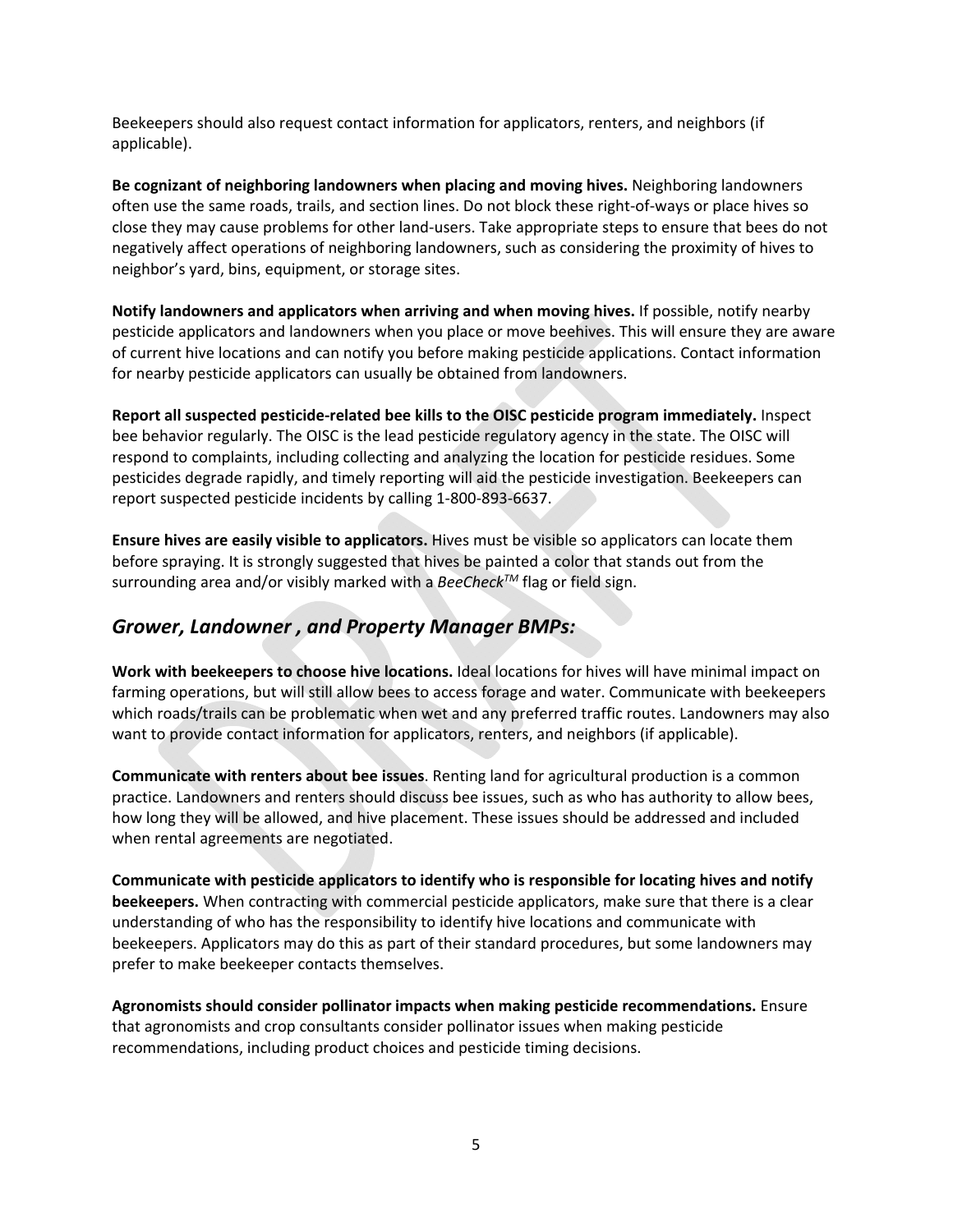Beekeepers should also request contact information for applicators, renters, and neighbors (if applicable).

**Be cognizant of neighboring landowners when placing and moving hives.** Neighboring landowners often use the same roads, trails, and section lines. Do not block these right-of-ways or place hives so close they may cause problems for other land-users. Take appropriate steps to ensure that bees do not negatively affect operations of neighboring landowners, such as considering the proximity of hives to neighbor's yard, bins, equipment, or storage sites.

**Notify landowners and applicators when arriving and when moving hives.** If possible, notify nearby pesticide applicators and landowners when you place or move beehives. This will ensure they are aware of current hive locations and can notify you before making pesticide applications. Contact information for nearby pesticide applicators can usually be obtained from landowners.

**Report all suspected pesticide-related bee kills to the OISC pesticide program immediately.** Inspect bee behavior regularly. The OISC is the lead pesticide regulatory agency in the state. The OISC will respond to complaints, including collecting and analyzing the location for pesticide residues. Some pesticides degrade rapidly, and timely reporting will aid the pesticide investigation. Beekeepers can report suspected pesticide incidents by calling 1-800-893-6637.

**Ensure hives are easily visible to applicators.** Hives must be visible so applicators can locate them before spraying. It is strongly suggested that hives be painted a color that stands out from the surrounding area and/or visibly marked with a *BeeCheck*™ flag or field sign.

## *Grower, Landowner , and Property Manager BMPs:*

**Work with beekeepers to choose hive locations.** Ideal locations for hives will have minimal impact on farming operations, but will still allow bees to access forage and water. Communicate with beekeepers which roads/trails can be problematic when wet and any preferred traffic routes. Landowners may also want to provide contact information for applicators, renters, and neighbors (if applicable).

**Communicate with renters about bee issues**. Renting land for agricultural production is a common practice. Landowners and renters should discuss bee issues, such as who has authority to allow bees, how long they will be allowed, and hive placement. These issues should be addressed and included when rental agreements are negotiated.

**Communicate with pesticide applicators to identify who is responsible for locating hives and notify beekeepers.** When contracting with commercial pesticide applicators, make sure that there is a clear understanding of who has the responsibility to identify hive locations and communicate with beekeepers. Applicators may do this as part of their standard procedures, but some landowners may prefer to make beekeeper contacts themselves.

**Agronomists should consider pollinator impacts when making pesticide recommendations.** Ensure that agronomists and crop consultants consider pollinator issues when making pesticide recommendations, including product choices and pesticide timing decisions.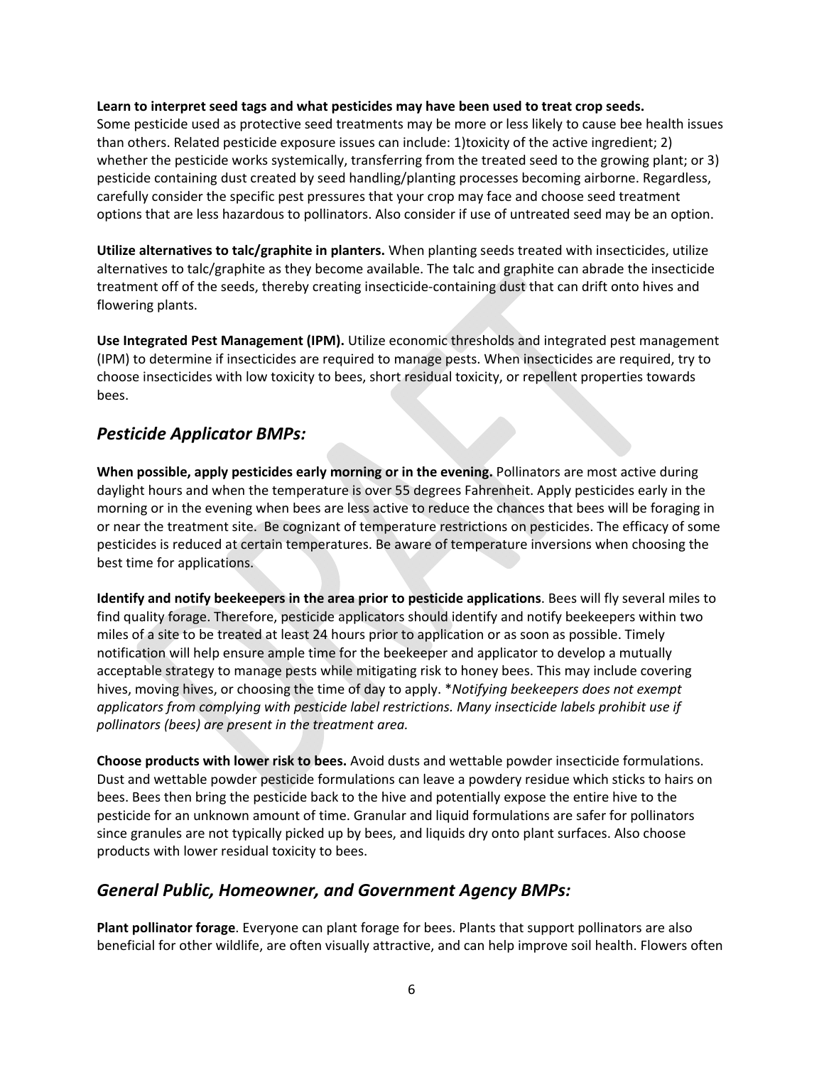**Learn to interpret seed tags and what pesticides may have been used to treat crop seeds.** Some pesticide used as protective seed treatments may be more or less likely to cause bee health issues than others. Related pesticide exposure issues can include: 1)toxicity of the active ingredient; 2) whether the pesticide works systemically, transferring from the treated seed to the growing plant; or 3) pesticide containing dust created by seed handling/planting processes becoming airborne. Regardless, carefully consider the specific pest pressures that your crop may face and choose seed treatment options that are less hazardous to pollinators. Also consider if use of untreated seed may be an option.

**Utilize alternatives to talc/graphite in planters.** When planting seeds treated with insecticides, utilize alternatives to talc/graphite as they become available. The talc and graphite can abrade the insecticide treatment off of the seeds, thereby creating insecticide-containing dust that can drift onto hives and flowering plants.

**Use Integrated Pest Management (IPM).** Utilize economic thresholds and integrated pest management (IPM) to determine if insecticides are required to manage pests. When insecticides are required, try to choose insecticides with low toxicity to bees, short residual toxicity, or repellent properties towards bees.

## *Pesticide Applicator BMPs:*

**When possible, apply pesticides early morning or in the evening.** Pollinators are most active during daylight hours and when the temperature is over 55 degrees Fahrenheit. Apply pesticides early in the morning or in the evening when bees are less active to reduce the chances that bees will be foraging in or near the treatment site. Be cognizant of temperature restrictions on pesticides. The efficacy of some pesticides is reduced at certain temperatures. Be aware of temperature inversions when choosing the best time for applications.

**Identify and notify beekeepers in the area prior to pesticide applications**. Bees will fly several miles to find quality forage. Therefore, pesticide applicators should identify and notify beekeepers within two miles of a site to be treated at least 24 hours prior to application or as soon as possible. Timely notification will help ensure ample time for the beekeeper and applicator to develop a mutually acceptable strategy to manage pests while mitigating risk to honey bees. This may include covering hives, moving hives, or choosing the time of day to apply. **Notifying beekeepers does not exempt applicators from complying with pesticide label restrictions. Many insecticide labels prohibit use if pollinators (bees) are present in the treatment area.*

**Choose products with lower risk to bees.** Avoid dusts and wettable powder insecticide formulations. Dust and wettable powder pesticide formulations can leave a powdery residue which sticks to hairs on bees. Bees then bring the pesticide back to the hive and potentially expose the entire hive to the pesticide for an unknown amount of time. Granular and liquid formulations are safer for pollinators since granules are not typically picked up by bees, and liquids dry onto plant surfaces. Also choose products with lower residual toxicity to bees.

## *General Public, Homeowner, and Government Agency BMPs:*

**Plant pollinator forage**. Everyone can plant forage for bees. Plants that support pollinators are also beneficial for other wildlife, are often visually attractive, and can help improve soil health. Flowers often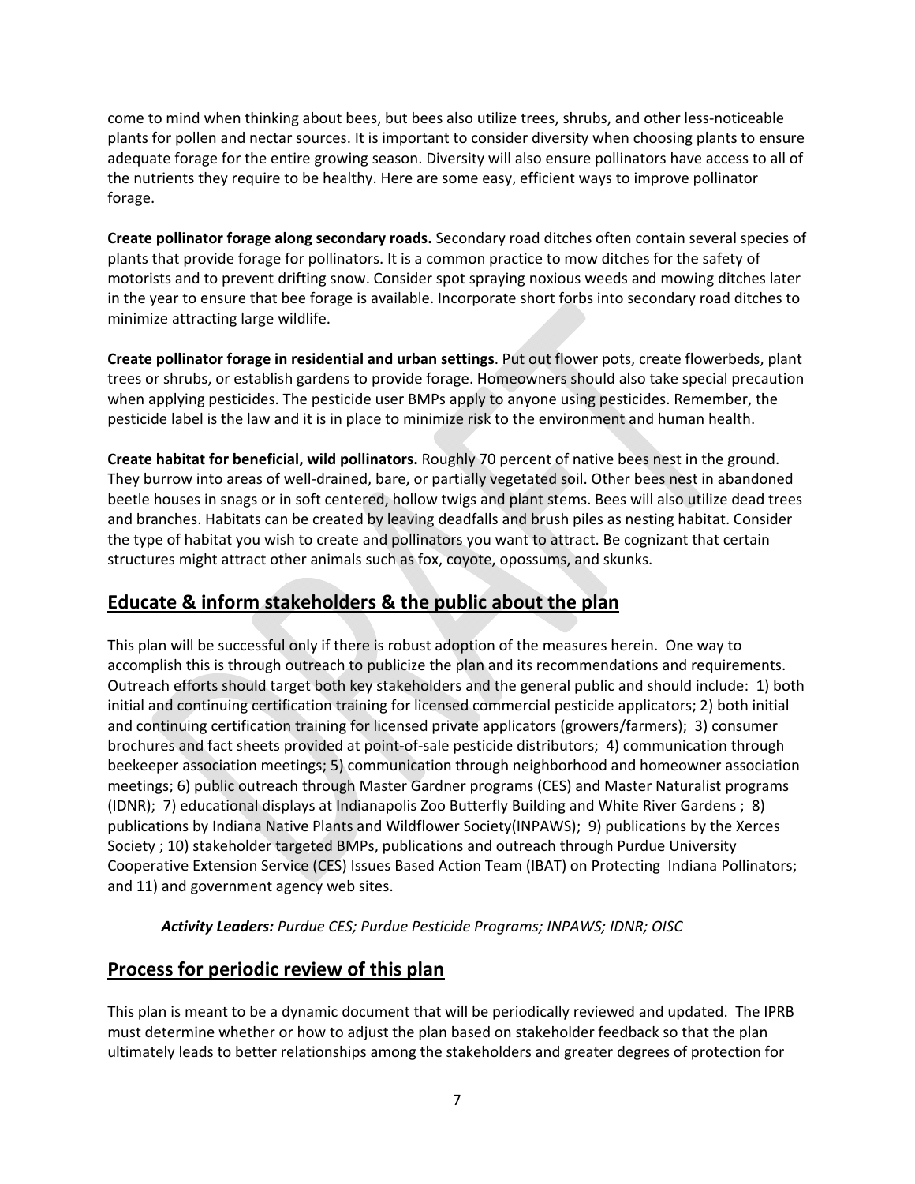come to mind when thinking about bees, but bees also utilize trees, shrubs, and other less-noticeable plants for pollen and nectar sources. It is important to consider diversity when choosing plants to ensure adequate forage for the entire growing season. Diversity will also ensure pollinators have access to all of the nutrients they require to be healthy. Here are some easy, efficient ways to improve pollinator forage.

**Create pollinator forage along secondary roads.** Secondary road ditches often contain several species of plants that provide forage for pollinators. It is a common practice to mow ditches for the safety of motorists and to prevent drifting snow. Consider spot spraying noxious weeds and mowing ditches later in the year to ensure that bee forage is available. Incorporate short forbs into secondary road ditches to minimize attracting large wildlife.

**Create pollinator forage in residential and urban settings**. Put out flower pots, create flowerbeds, plant trees or shrubs, or establish gardens to provide forage. Homeowners should also take special precaution when applying pesticides. The pesticide user BMPs apply to anyone using pesticides. Remember, the pesticide label is the law and it is in place to minimize risk to the environment and human health.

**Create habitat for beneficial, wild pollinators.** Roughly 70 percent of native bees nest in the ground. They burrow into areas of well-drained, bare, or partially vegetated soil. Other bees nest in abandoned beetle houses in snags or in soft centered, hollow twigs and plant stems. Bees will also utilize dead trees and branches. Habitats can be created by leaving deadfalls and brush piles as nesting habitat. Consider the type of habitat you wish to create and pollinators you want to attract. Be cognizant that certain structures might attract other animals such as fox, coyote, opossums, and skunks.

## Educate & inform stakeholders & the public about the plan

This plan will be successful only if there is robust adoption of the measures herein. One way to accomplish this is through outreach to publicize the plan and its recommendations and requirements. Outreach efforts should target both key stakeholders and the general public and should include: 1) both initial and continuing certification training for licensed commercial pesticide applicators; 2) both initial and continuing certification training for licensed private applicators (growers/farmers); 3) consumer brochures and fact sheets provided at point-of-sale pesticide distributors; 4) communication through beekeeper association meetings; 5) communication through neighborhood and homeowner association meetings; 6) public outreach through Master Gardner programs (CES) and Master Naturalist programs (IDNR); 7) educational displays at Indianapolis Zoo Butterfly Building and White River Gardens ; 8) publications by Indiana Native Plants and Wildflower Society(INPAWS); 9) publications by the Xerces Society ; 10) stakeholder targeted BMPs, publications and outreach through Purdue University Cooperative Extension Service (CES) Issues Based Action Team (IBAT) on Protecting Indiana Pollinators; and 11) and government agency web sites.

***Activity Leaders:*** *Purdue CES; Purdue Pesticide Programs; INPAWS; IDNR; OISC*

## Process for periodic review of this plan

This plan is meant to be a dynamic document that will be periodically reviewed and updated. The IPRB must determine whether or how to adjust the plan based on stakeholder feedback so that the plan ultimately leads to better relationships among the stakeholders and greater degrees of protection for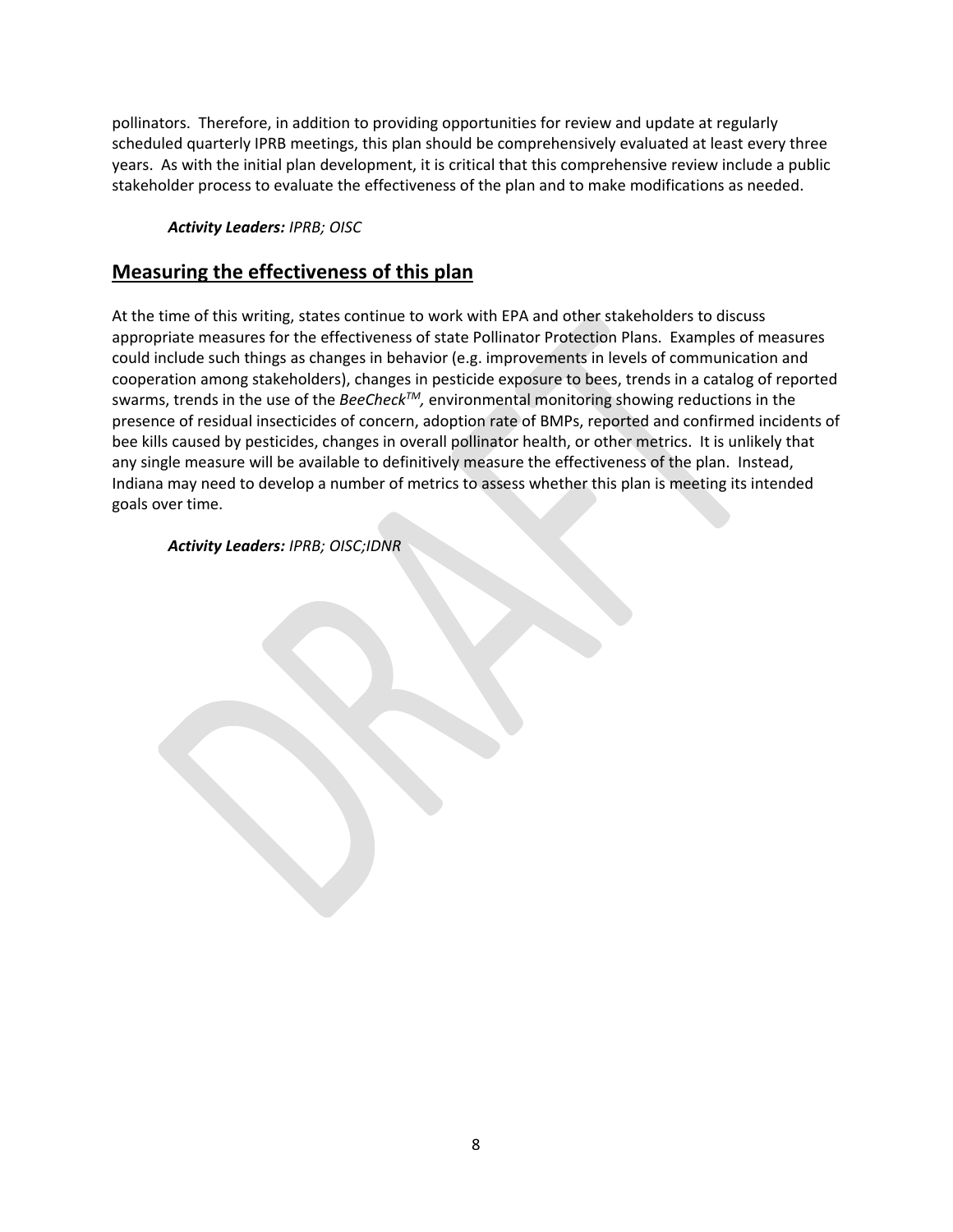pollinators. Therefore, in addition to providing opportunities for review and update at regularly scheduled quarterly IPRB meetings, this plan should be comprehensively evaluated at least every three years. As with the initial plan development, it is critical that this comprehensive review include a public stakeholder process to evaluate the effectiveness of the plan and to make modifications as needed.

***Activity Leaders:*** *IPRB; OISC*

## Measuring the effectiveness of this plan

At the time of this writing, states continue to work with EPA and other stakeholders to discuss appropriate measures for the effectiveness of state Pollinator Protection Plans. Examples of measures could include such things as changes in behavior (e.g. improvements in levels of communication and cooperation among stakeholders), changes in pesticide exposure to bees, trends in a catalog of reported swarms, trends in the use of the *BeeCheck™,* environmental monitoring showing reductions in the presence of residual insecticides of concern, adoption rate of BMPs, reported and confirmed incidents of bee kills caused by pesticides, changes in overall pollinator health, or other metrics. It is unlikely that any single measure will be available to definitively measure the effectiveness of the plan. Instead, Indiana may need to develop a number of metrics to assess whether this plan is meeting its intended goals over time.

***Activity Leaders:*** *IPRB; OISC;IDNR*